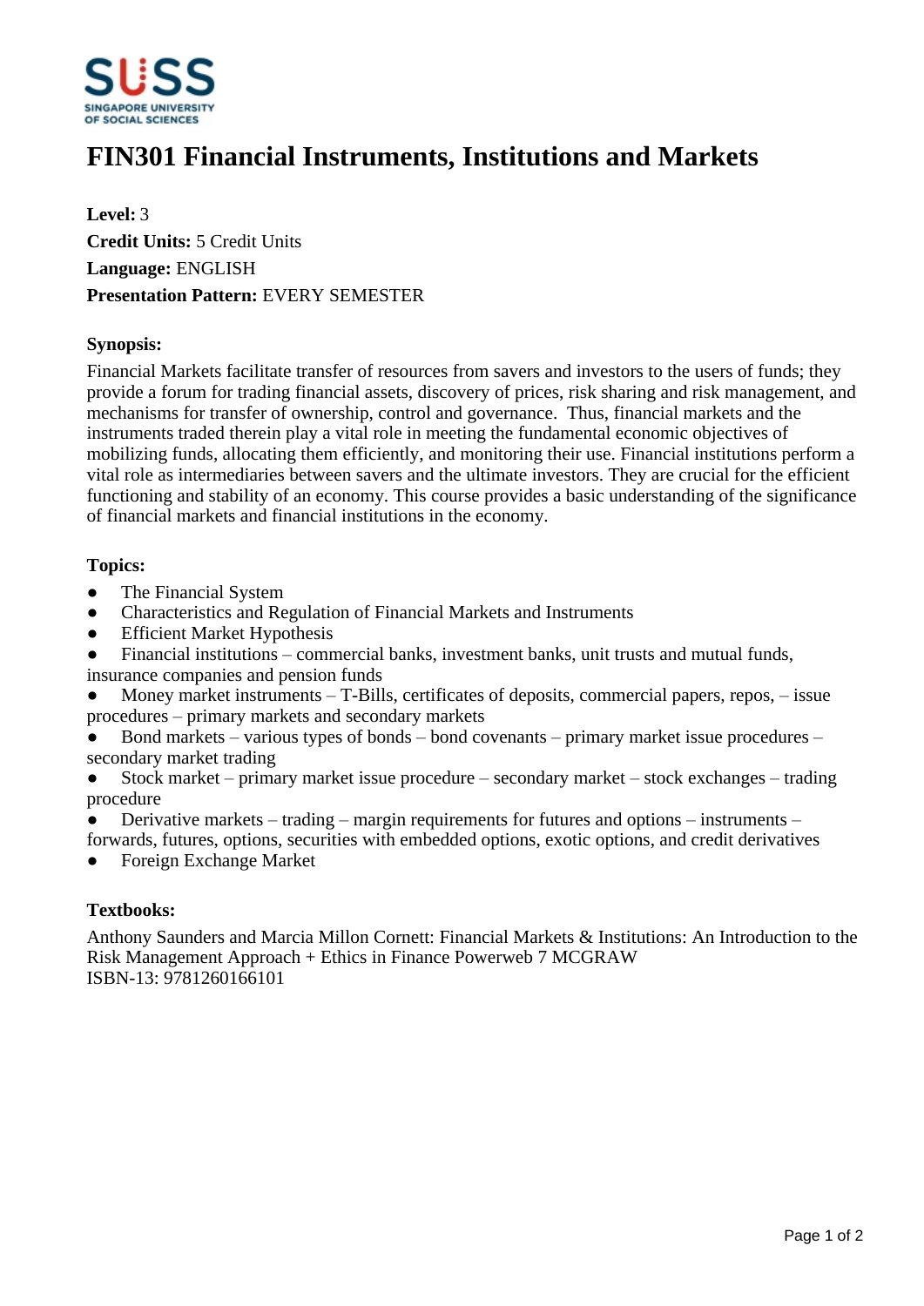# FIN301 Financial Instruments, Institutions and Markets

**Level:** 3
**Credit Units:** 5 Credit Units
**Language:** ENGLISH
**Presentation Pattern:** EVERY SEMESTER

**Synopsis:**

Financial Markets facilitate transfer of resources from savers and investors to the users of funds; they provide a forum for trading financial assets, discovery of prices, risk sharing and risk management, and mechanisms for transfer of ownership, control and governance. Thus, financial markets and the instruments traded therein play a vital role in meeting the fundamental economic objectives of mobilizing funds, allocating them efficiently, and monitoring their use. Financial institutions perform a vital role as intermediaries between savers and the ultimate investors. They are crucial for the efficient functioning and stability of an economy. This course provides a basic understanding of the significance of financial markets and financial institutions in the economy.

**Topics:**

- The Financial System
- Characteristics and Regulation of Financial Markets and Instruments
- Efficient Market Hypothesis
- Financial institutions – commercial banks, investment banks, unit trusts and mutual funds, insurance companies and pension funds
- Money market instruments – T-Bills, certificates of deposits, commercial papers, repos, – issue procedures – primary markets and secondary markets
- Bond markets – various types of bonds – bond covenants – primary market issue procedures – secondary market trading
- Stock market – primary market issue procedure – secondary market – stock exchanges – trading procedure
- Derivative markets – trading – margin requirements for futures and options – instruments – forwards, futures, options, securities with embedded options, exotic options, and credit derivatives
- Foreign Exchange Market

**Textbooks:**

Anthony Saunders and Marcia Millon Cornett: Financial Markets & Institutions: An Introduction to the Risk Management Approach + Ethics in Finance Powerweb 7 MCGRAW
ISBN-13: 9781260166101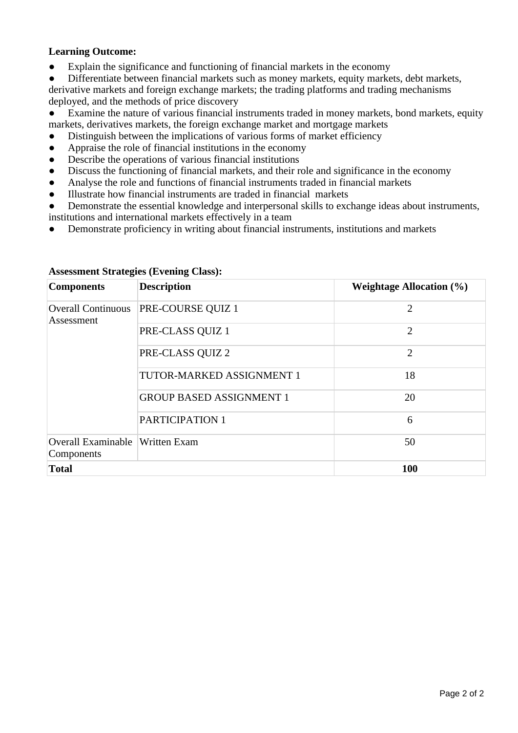**Learning Outcome:**

- Explain the significance and functioning of financial markets in the economy
- Differentiate between financial markets such as money markets, equity markets, debt markets, derivative markets and foreign exchange markets; the trading platforms and trading mechanisms deployed, and the methods of price discovery
- Examine the nature of various financial instruments traded in money markets, bond markets, equity markets, derivatives markets, the foreign exchange market and mortgage markets
- Distinguish between the implications of various forms of market efficiency
- Appraise the role of financial institutions in the economy
- Describe the operations of various financial institutions
- Discuss the functioning of financial markets, and their role and significance in the economy
- Analyse the role and functions of financial instruments traded in financial markets
- Illustrate how financial instruments are traded in financial markets
- Demonstrate the essential knowledge and interpersonal skills to exchange ideas about instruments, institutions and international markets effectively in a team
- Demonstrate proficiency in writing about financial instruments, institutions and markets

**Assessment Strategies (Evening Class):**

| Components | Description | Weightage Allocation (%) |
|---|---|---|
| Overall Continuous Assessment | PRE-COURSE QUIZ 1 | 2 |
| | PRE-CLASS QUIZ 1 | 2 |
| | PRE-CLASS QUIZ 2 | 2 |
| | TUTOR-MARKED ASSIGNMENT 1 | 18 |
| | GROUP BASED ASSIGNMENT 1 | 20 |
| | PARTICIPATION 1 | 6 |
| Overall Examinable Components | Written Exam | 50 |
| **Total** | | **100** |